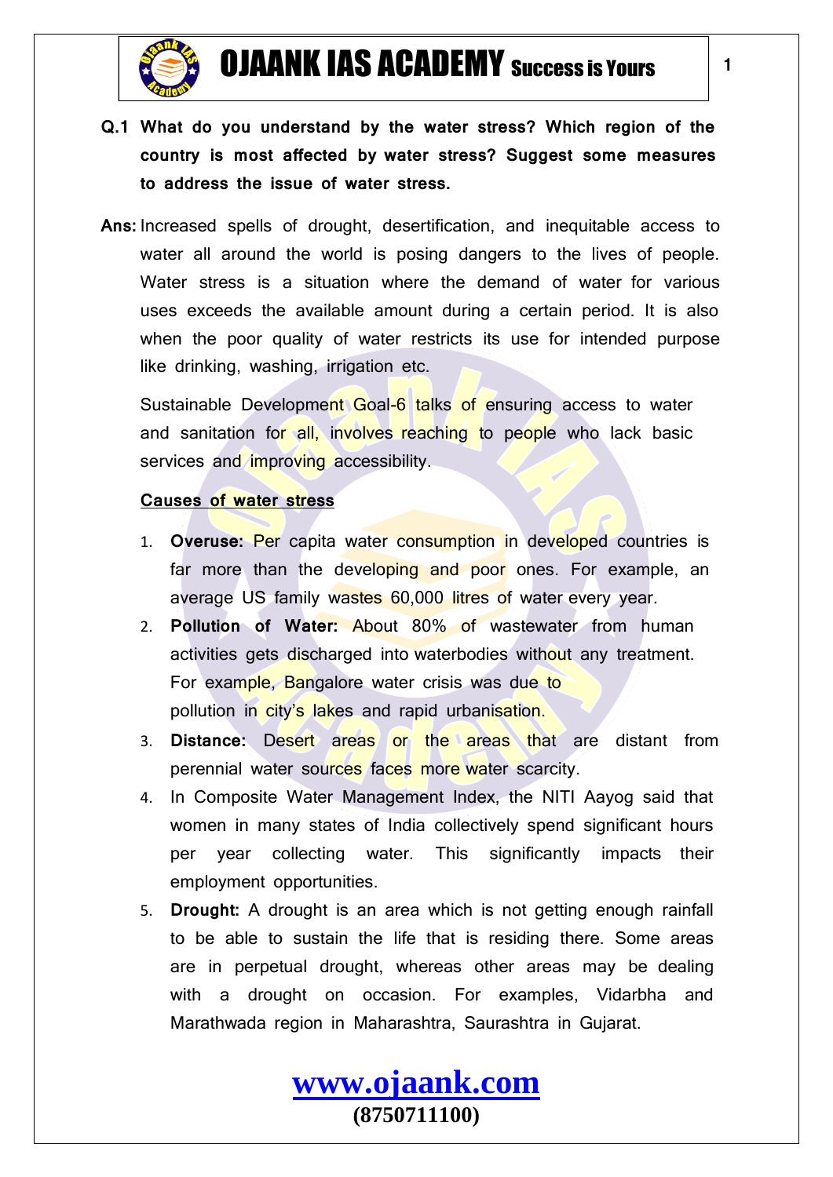**Q.1 What do you understand by the water stress? Which region of the country is most affected by water stress? Suggest some measures to address the issue of water stress.**

**Ans:** Increased spells of drought, desertification, and inequitable access to water all around the world is posing dangers to the lives of people. Water stress is a situation where the demand of water for various uses exceeds the available amount during a certain period. It is also when the poor quality of water restricts its use for intended purpose like drinking, washing, irrigation etc.

Sustainable Development Goal-6 talks of ensuring access to water and sanitation for all, involves reaching to people who lack basic services and improving accessibility.

**Causes of water stress**

1. **Overuse:** Per capita water consumption in developed countries is far more than the developing and poor ones. For example, an average US family wastes 60,000 litres of water every year.
2. **Pollution of Water:** About 80% of wastewater from human activities gets discharged into waterbodies without any treatment. For example, Bangalore water crisis was due to pollution in city's lakes and rapid urbanisation.
3. **Distance:** Desert areas or the areas that are distant from perennial water sources faces more water scarcity.
4. In Composite Water Management Index, the NITI Aayog said that women in many states of India collectively spend significant hours per year collecting water. This significantly impacts their employment opportunities.
5. **Drought:** A drought is an area which is not getting enough rainfall to be able to sustain the life that is residing there. Some areas are in perpetual drought, whereas other areas may be dealing with a drought on occasion. For examples, Vidarbha and Marathwada region in Maharashtra, Saurashtra in Gujarat.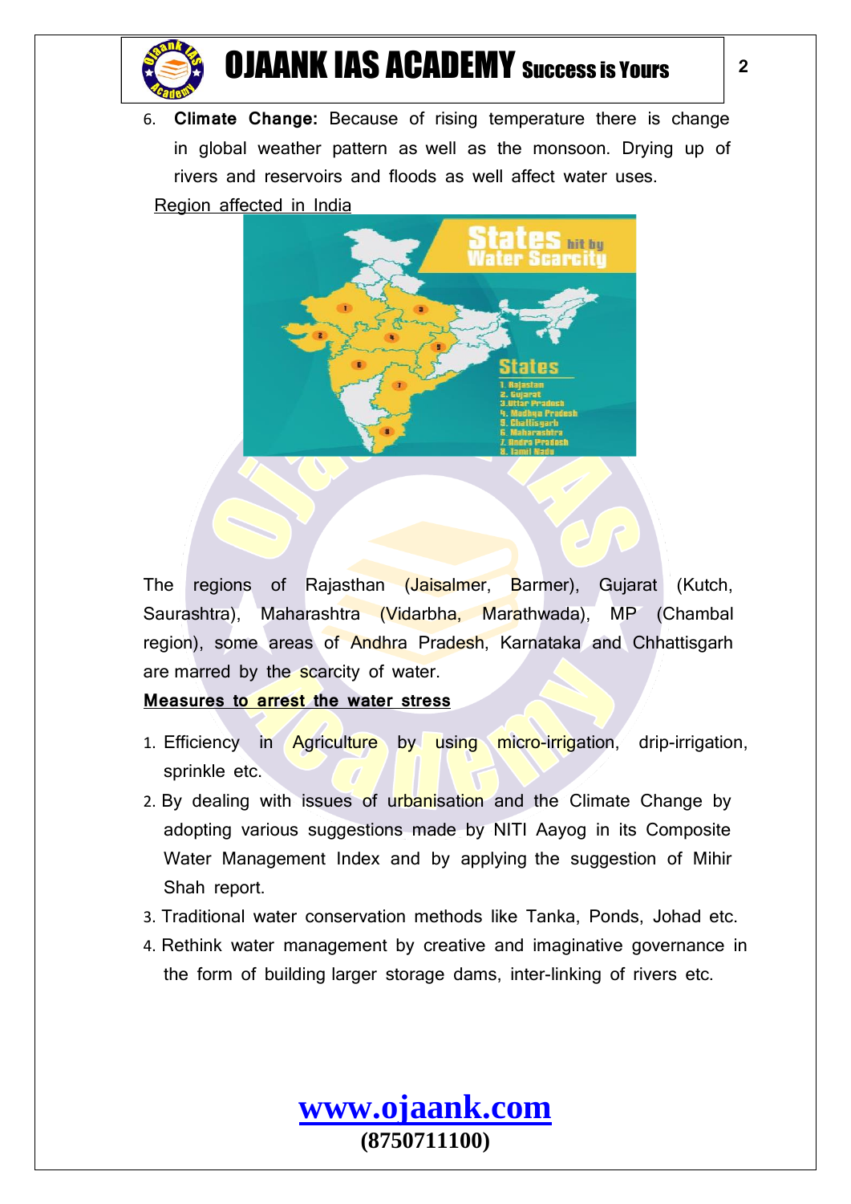6. **Climate Change:** Because of rising temperature there is change in global weather pattern as well as the monsoon. Drying up of rivers and reservoirs and floods as well affect water uses.

Region affected in India

The regions of Rajasthan (Jaisalmer, Barmer), Gujarat (Kutch, Saurashtra), Maharashtra (Vidarbha, Marathwada), MP (Chambal region), some areas of Andhra Pradesh, Karnataka and Chhattisgarh are marred by the scarcity of water.

**Measures to arrest the water stress**

1. Efficiency in Agriculture by using micro-irrigation, drip-irrigation, sprinkle etc.
2. By dealing with issues of urbanisation and the Climate Change by adopting various suggestions made by NITI Aayog in its Composite Water Management Index and by applying the suggestion of Mihir Shah report.
3. Traditional water conservation methods like Tanka, Ponds, Johad etc.
4. Rethink water management by creative and imaginative governance in the form of building larger storage dams, inter-linking of rivers etc.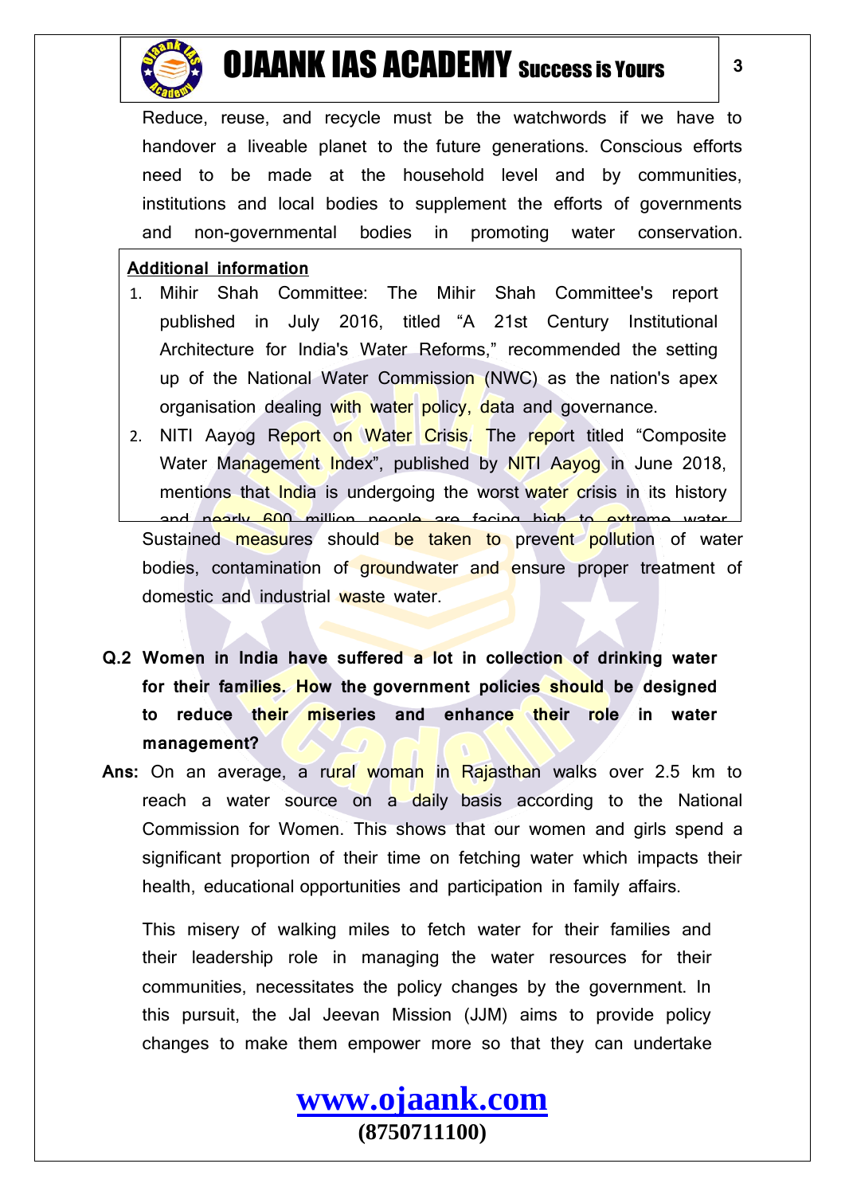Reduce, reuse, and recycle must be the watchwords if we have to handover a liveable planet to the future generations. Conscious efforts need to be made at the household level and by communities, institutions and local bodies to supplement the efforts of governments and non-governmental bodies in promoting water conservation.

**Additional information**

1. Mihir Shah Committee: The Mihir Shah Committee's report published in July 2016, titled "A 21st Century Institutional Architecture for India's Water Reforms," recommended the setting up of the National Water Commission (NWC) as the nation's apex organisation dealing with water policy, data and governance.
2. NITI Aayog Report on Water Crisis. The report titled "Composite Water Management Index", published by NITI Aayog in June 2018, mentions that India is undergoing the worst water crisis in its history and nearly 600 million people are facing high to extreme water

Sustained measures should be taken to prevent pollution of water bodies, contamination of groundwater and ensure proper treatment of domestic and industrial waste water.

**Q.2 Women in India have suffered a lot in collection of drinking water for their families. How the government policies should be designed to reduce their miseries and enhance their role in water management?**

**Ans:** On an average, a rural woman in Rajasthan walks over 2.5 km to reach a water source on a daily basis according to the National Commission for Women. This shows that our women and girls spend a significant proportion of their time on fetching water which impacts their health, educational opportunities and participation in family affairs.

This misery of walking miles to fetch water for their families and their leadership role in managing the water resources for their communities, necessitates the policy changes by the government. In this pursuit, the Jal Jeevan Mission (JJM) aims to provide policy changes to make them empower more so that they can undertake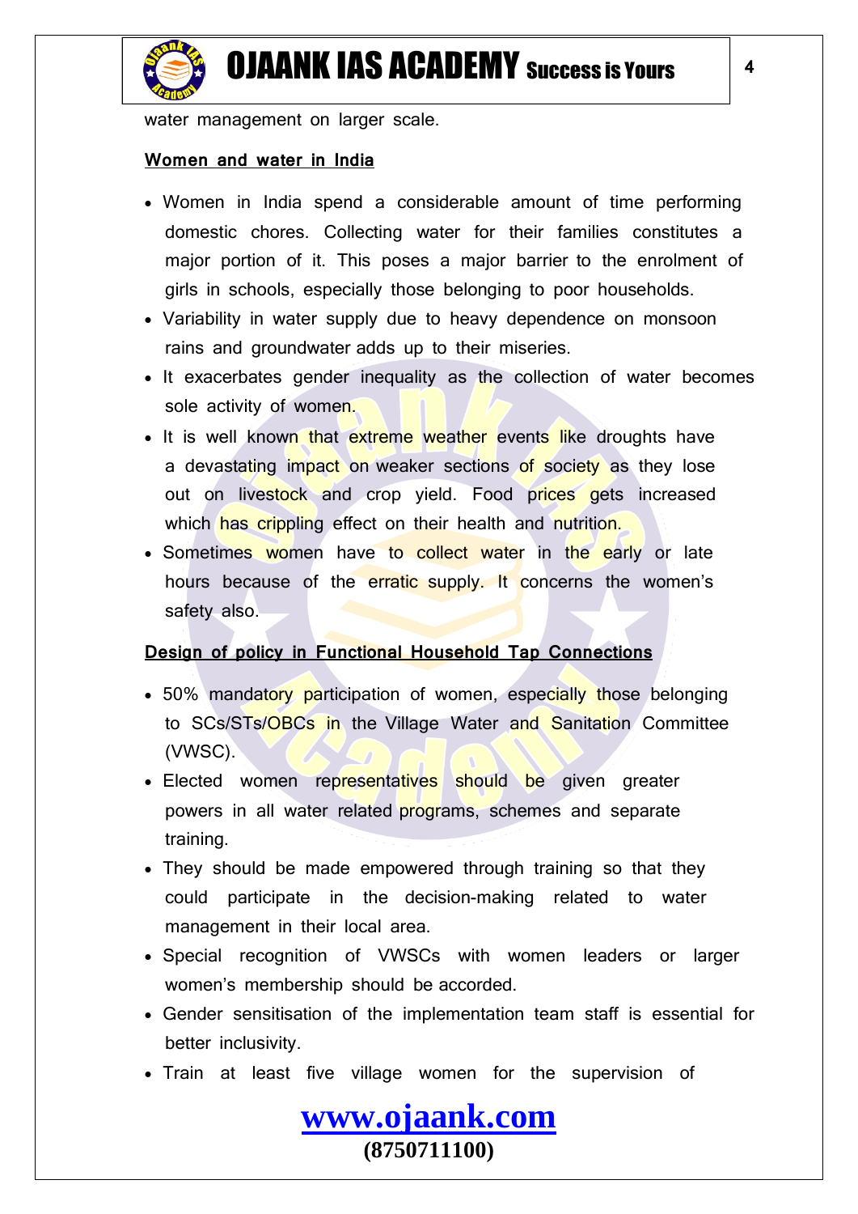water management on larger scale.

**Women and water in India**

- Women in India spend a considerable amount of time performing domestic chores. Collecting water for their families constitutes a major portion of it. This poses a major barrier to the enrolment of girls in schools, especially those belonging to poor households.
- Variability in water supply due to heavy dependence on monsoon rains and groundwater adds up to their miseries.
- It exacerbates gender inequality as the collection of water becomes sole activity of women.
- It is well known that extreme weather events like droughts have a devastating impact on weaker sections of society as they lose out on livestock and crop yield. Food prices gets increased which has crippling effect on their health and nutrition.
- Sometimes women have to collect water in the early or late hours because of the erratic supply. It concerns the women's safety also.

**Design of policy in Functional Household Tap Connections**

- 50% mandatory participation of women, especially those belonging to SCs/STs/OBCs in the Village Water and Sanitation Committee (VWSC).
- Elected women representatives should be given greater powers in all water related programs, schemes and separate training.
- They should be made empowered through training so that they could participate in the decision-making related to water management in their local area.
- Special recognition of VWSCs with women leaders or larger women's membership should be accorded.
- Gender sensitisation of the implementation team staff is essential for better inclusivity.
- Train at least five village women for the supervision of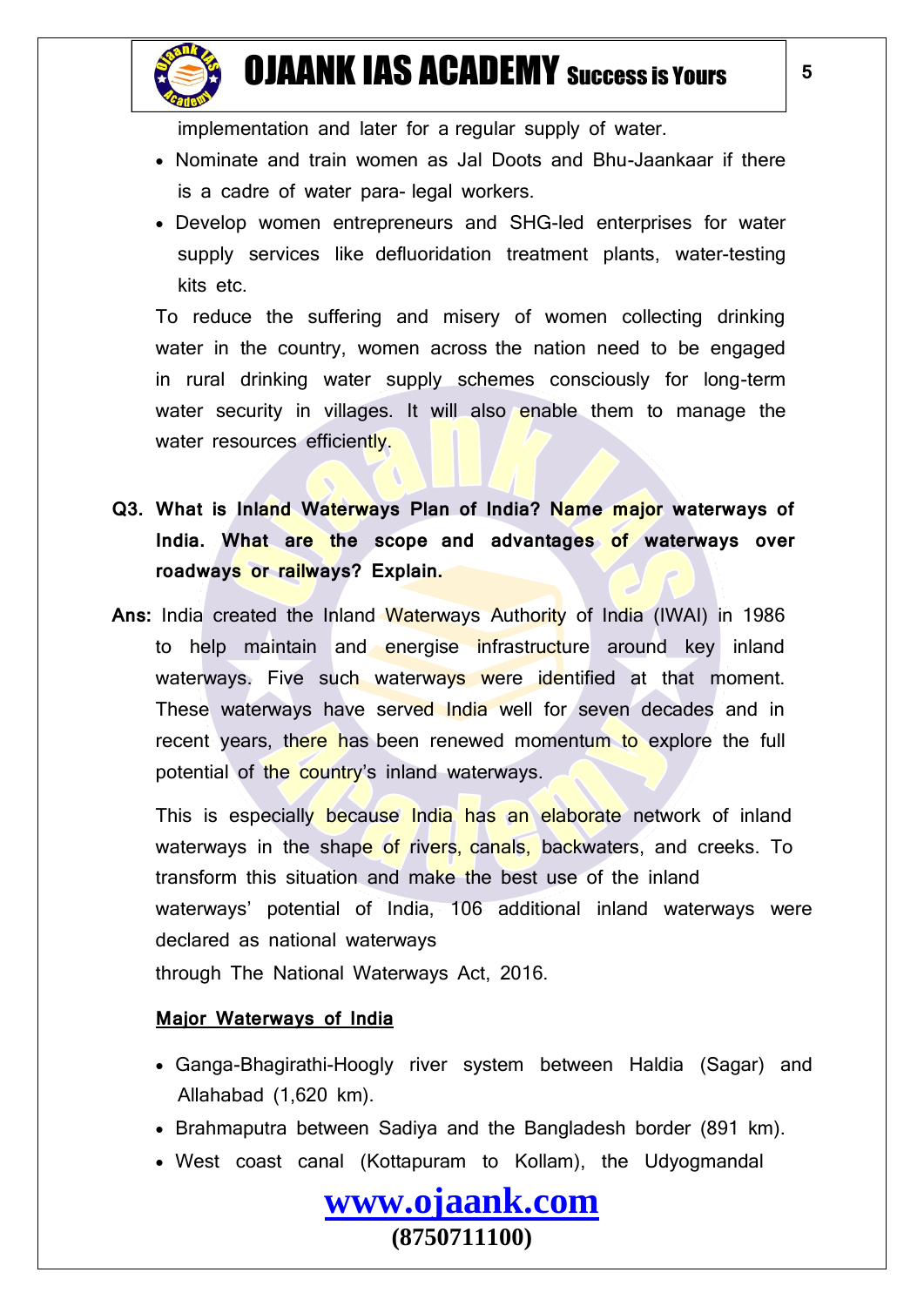implementation and later for a regular supply of water.

- Nominate and train women as Jal Doots and Bhu-Jaankaar if there is a cadre of water para- legal workers.
- Develop women entrepreneurs and SHG-led enterprises for water supply services like defluoridation treatment plants, water-testing kits etc.

To reduce the suffering and misery of women collecting drinking water in the country, women across the nation need to be engaged in rural drinking water supply schemes consciously for long-term water security in villages. It will also enable them to manage the water resources efficiently.

**Q3. What is Inland Waterways Plan of India? Name major waterways of India. What are the scope and advantages of waterways over roadways or railways? Explain.**

**Ans:** India created the Inland Waterways Authority of India (IWAI) in 1986 to help maintain and energise infrastructure around key inland waterways. Five such waterways were identified at that moment. These waterways have served India well for seven decades and in recent years, there has been renewed momentum to explore the full potential of the country's inland waterways.

This is especially because India has an elaborate network of inland waterways in the shape of rivers, canals, backwaters, and creeks. To transform this situation and make the best use of the inland waterways' potential of India, 106 additional inland waterways were declared as national waterways through The National Waterways Act, 2016.

**Major Waterways of India**

- Ganga-Bhagirathi-Hoogly river system between Haldia (Sagar) and Allahabad (1,620 km).
- Brahmaputra between Sadiya and the Bangladesh border (891 km).
- West coast canal (Kottapuram to Kollam), the Udyogmandal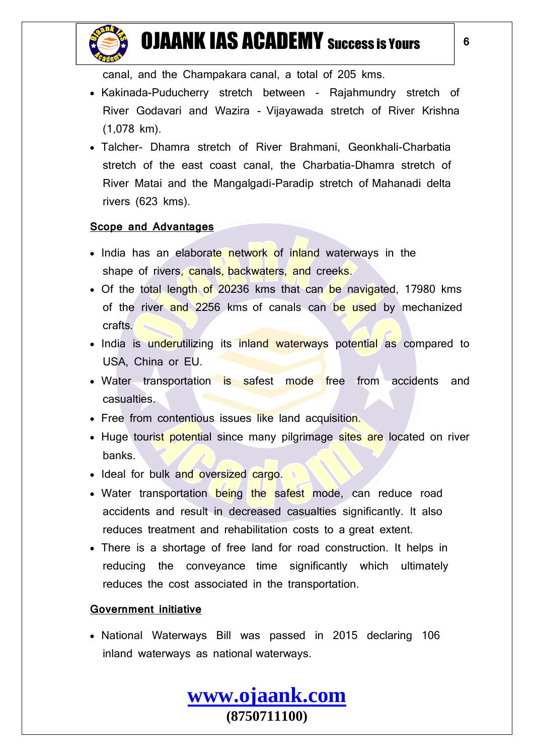canal, and the Champakara canal, a total of 205 kms.

- Kakinada-Puducherry stretch between - Rajahmundry stretch of River Godavari and Wazira - Vijayawada stretch of River Krishna (1,078 km).
- Talcher- Dhamra stretch of River Brahmani, Geonkhali-Charbatia stretch of the east coast canal, the Charbatia-Dhamra stretch of River Matai and the Mangalgadi-Paradip stretch of Mahanadi delta rivers (623 kms).

**Scope and Advantages**

- India has an elaborate network of inland waterways in the shape of rivers, canals, backwaters, and creeks.
- Of the total length of 20236 kms that can be navigated, 17980 kms of the river and 2256 kms of canals can be used by mechanized crafts.
- India is underutilizing its inland waterways potential as compared to USA, China or EU.
- Water transportation is safest mode free from accidents and casualties.
- Free from contentious issues like land acquisition.
- Huge tourist potential since many pilgrimage sites are located on river banks.
- Ideal for bulk and oversized cargo.
- Water transportation being the safest mode, can reduce road accidents and result in decreased casualties significantly. It also reduces treatment and rehabilitation costs to a great extent.
- There is a shortage of free land for road construction. It helps in reducing the conveyance time significantly which ultimately reduces the cost associated in the transportation.

**Government initiative**

- National Waterways Bill was passed in 2015 declaring 106 inland waterways as national waterways.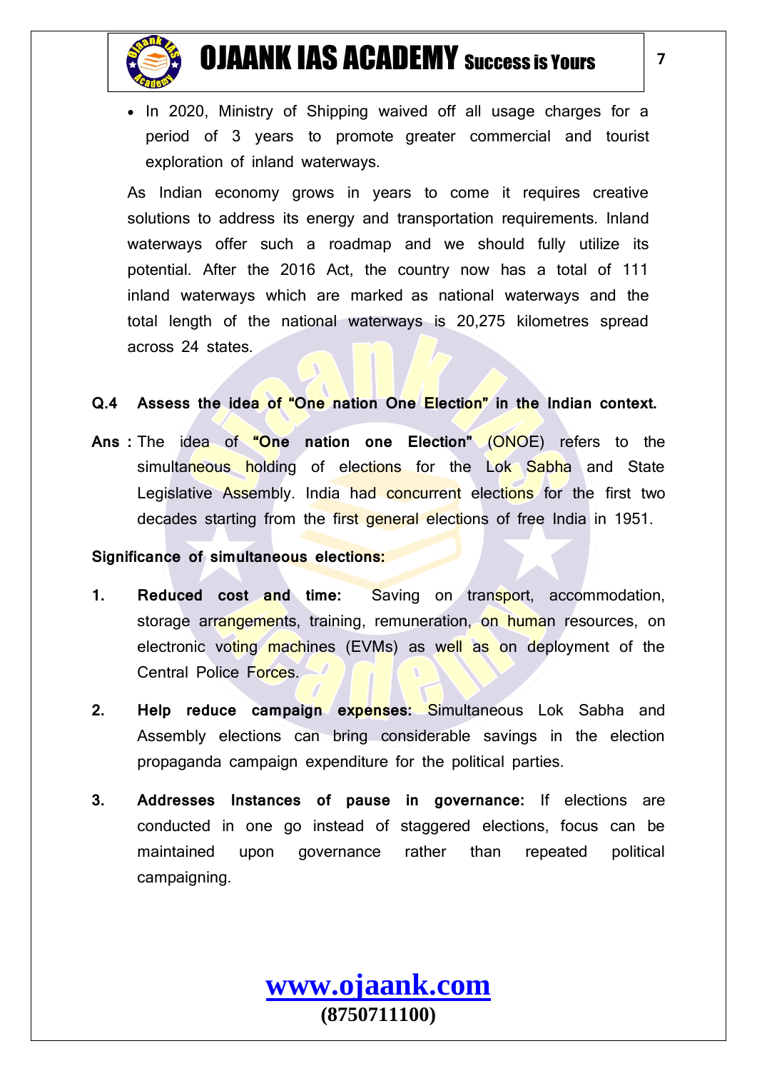- In 2020, Ministry of Shipping waived off all usage charges for a period of 3 years to promote greater commercial and tourist exploration of inland waterways.

As Indian economy grows in years to come it requires creative solutions to address its energy and transportation requirements. Inland waterways offer such a roadmap and we should fully utilize its potential. After the 2016 Act, the country now has a total of 111 inland waterways which are marked as national waterways and the total length of the national waterways is 20,275 kilometres spread across 24 states.

**Q.4 Assess the idea of "One nation One Election" in the Indian context.**

**Ans :** The idea of **"One nation one Election"** (ONOE) refers to the simultaneous holding of elections for the Lok Sabha and State Legislative Assembly. India had concurrent elections for the first two decades starting from the first general elections of free India in 1951.

**Significance of simultaneous elections:**

1. **Reduced cost and time:** Saving on transport, accommodation, storage arrangements, training, remuneration, on human resources, on electronic voting machines (EVMs) as well as on deployment of the Central Police Forces.

2. **Help reduce campaign expenses:** Simultaneous Lok Sabha and Assembly elections can bring considerable savings in the election propaganda campaign expenditure for the political parties.

3. **Addresses Instances of pause in governance:** If elections are conducted in one go instead of staggered elections, focus can be maintained upon governance rather than repeated political campaigning.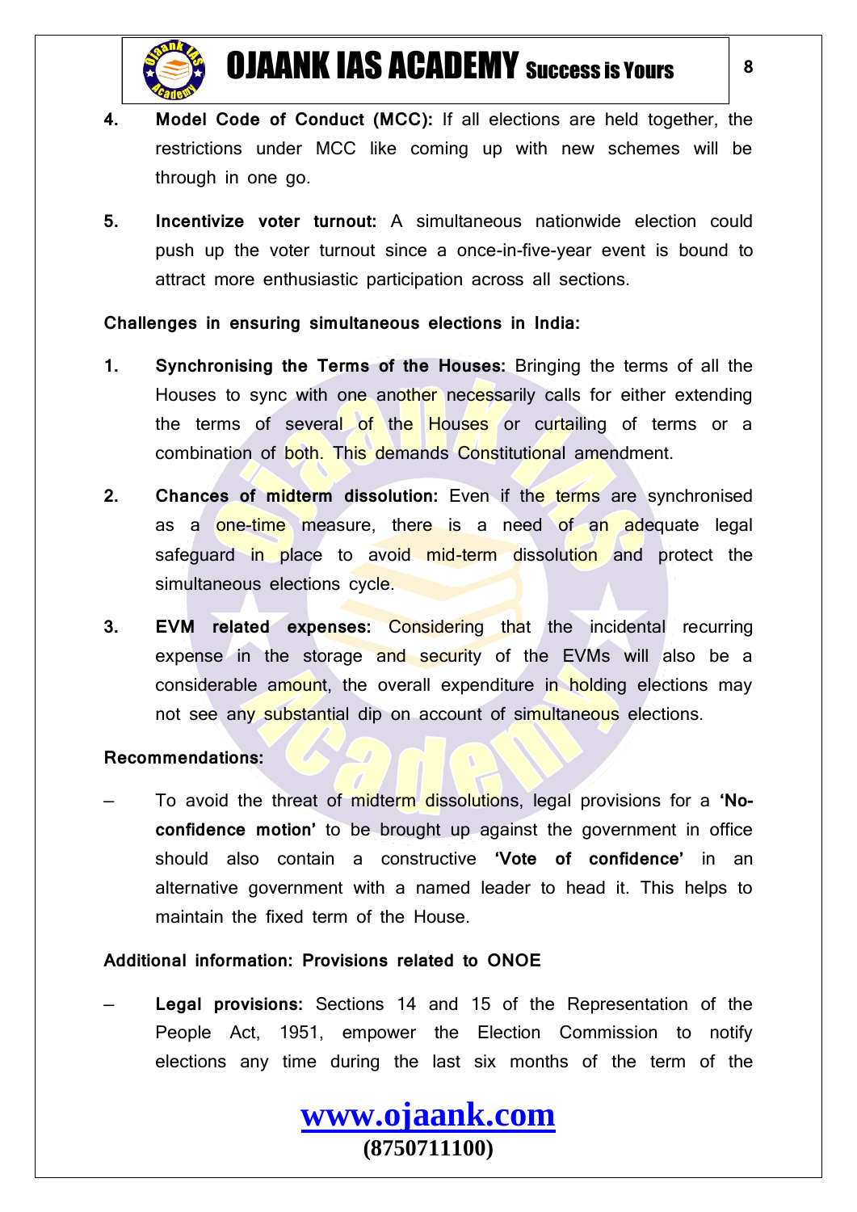4. **Model Code of Conduct (MCC):** If all elections are held together, the restrictions under MCC like coming up with new schemes will be through in one go.

5. **Incentivize voter turnout:** A simultaneous nationwide election could push up the voter turnout since a once-in-five-year event is bound to attract more enthusiastic participation across all sections.

**Challenges in ensuring simultaneous elections in India:**

1. **Synchronising the Terms of the Houses:** Bringing the terms of all the Houses to sync with one another necessarily calls for either extending the terms of several of the Houses or curtailing of terms or a combination of both. This demands Constitutional amendment.

2. **Chances of midterm dissolution:** Even if the terms are synchronised as a one-time measure, there is a need of an adequate legal safeguard in place to avoid mid-term dissolution and protect the simultaneous elections cycle.

3. **EVM related expenses:** Considering that the incidental recurring expense in the storage and security of the EVMs will also be a considerable amount, the overall expenditure in holding elections may not see any substantial dip on account of simultaneous elections.

**Recommendations:**

– To avoid the threat of midterm dissolutions, legal provisions for a **'No-confidence motion'** to be brought up against the government in office should also contain a constructive **'Vote of confidence'** in an alternative government with a named leader to head it. This helps to maintain the fixed term of the House.

**Additional information: Provisions related to ONOE**

– **Legal provisions:** Sections 14 and 15 of the Representation of the People Act, 1951, empower the Election Commission to notify elections any time during the last six months of the term of the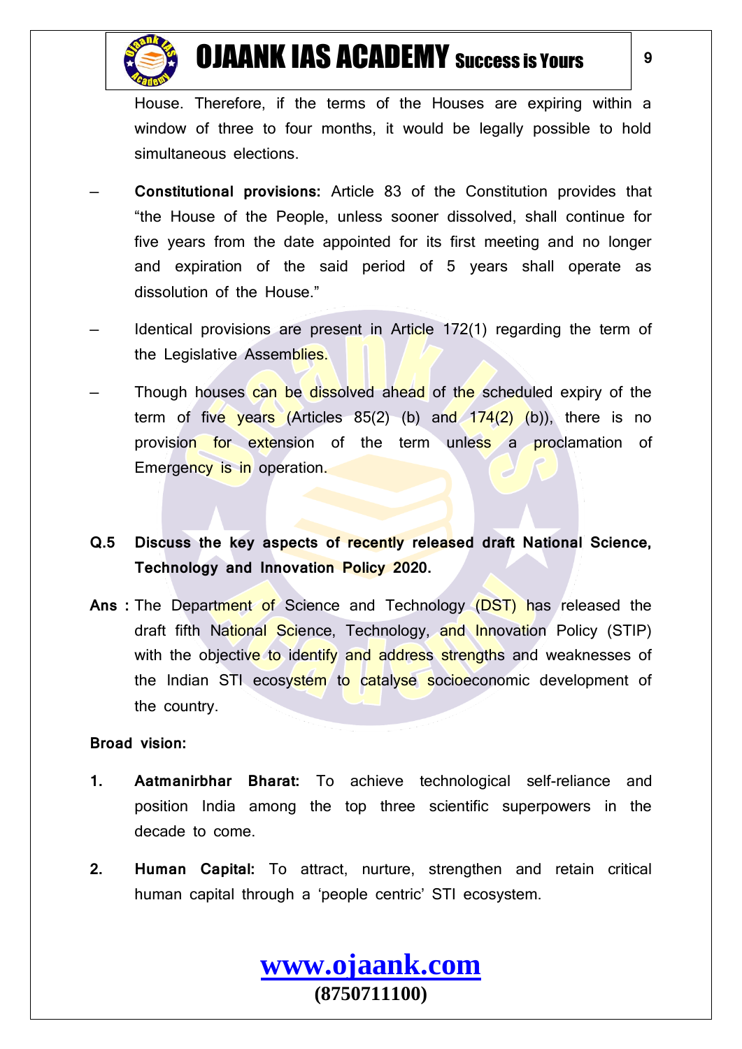House. Therefore, if the terms of the Houses are expiring within a window of three to four months, it would be legally possible to hold simultaneous elections.

- **Constitutional provisions:** Article 83 of the Constitution provides that "the House of the People, unless sooner dissolved, shall continue for five years from the date appointed for its first meeting and no longer and expiration of the said period of 5 years shall operate as dissolution of the House."
- Identical provisions are present in Article 172(1) regarding the term of the Legislative Assemblies.
- Though houses can be dissolved ahead of the scheduled expiry of the term of five years (Articles 85(2) (b) and 174(2) (b)), there is no provision for extension of the term unless a proclamation of Emergency is in operation.

**Q.5 Discuss the key aspects of recently released draft National Science, Technology and Innovation Policy 2020.**

**Ans :** The Department of Science and Technology (DST) has released the draft fifth National Science, Technology, and Innovation Policy (STIP) with the objective to identify and address strengths and weaknesses of the Indian STI ecosystem to catalyse socioeconomic development of the country.

**Broad vision:**

1. **Aatmanirbhar Bharat:** To achieve technological self-reliance and position India among the top three scientific superpowers in the decade to come.
2. **Human Capital:** To attract, nurture, strengthen and retain critical human capital through a 'people centric' STI ecosystem.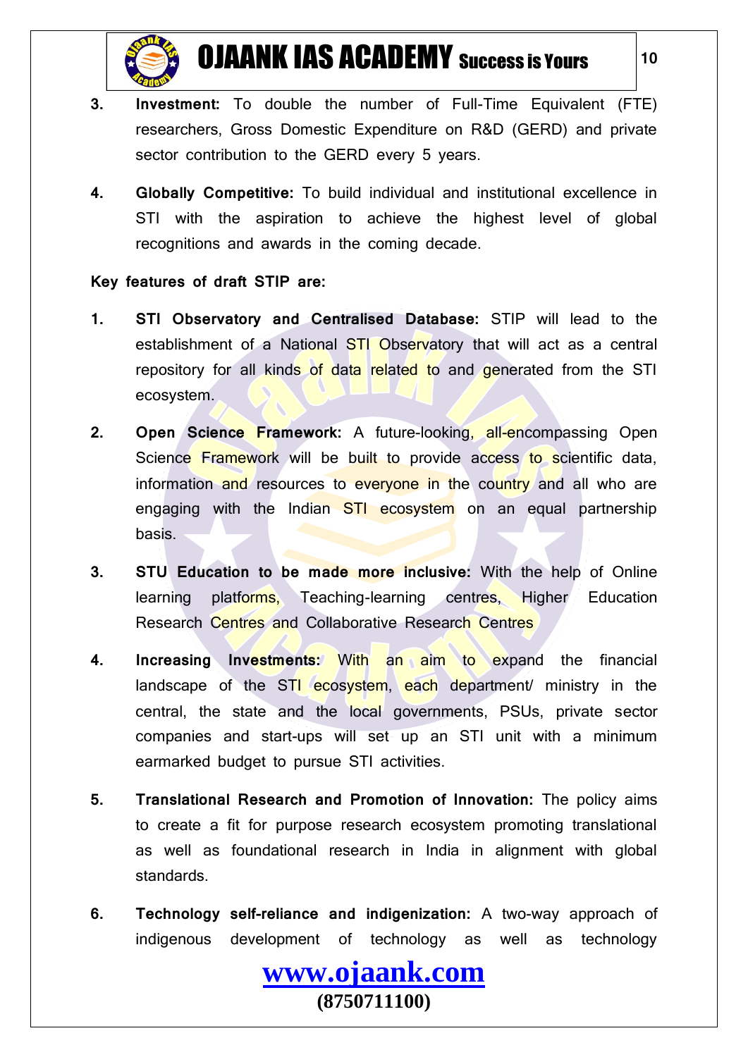3. **Investment:** To double the number of Full-Time Equivalent (FTE) researchers, Gross Domestic Expenditure on R&D (GERD) and private sector contribution to the GERD every 5 years.

4. **Globally Competitive:** To build individual and institutional excellence in STI with the aspiration to achieve the highest level of global recognitions and awards in the coming decade.

**Key features of draft STIP are:**

1. **STI Observatory and Centralised Database:** STIP will lead to the establishment of a National STI Observatory that will act as a central repository for all kinds of data related to and generated from the STI ecosystem.

2. **Open Science Framework:** A future-looking, all-encompassing Open Science Framework will be built to provide access to scientific data, information and resources to everyone in the country and all who are engaging with the Indian STI ecosystem on an equal partnership basis.

3. **STU Education to be made more inclusive:** With the help of Online learning platforms, Teaching-learning centres, Higher Education Research Centres and Collaborative Research Centres

4. **Increasing Investments:** With an aim to expand the financial landscape of the STI ecosystem, each department/ ministry in the central, the state and the local governments, PSUs, private sector companies and start-ups will set up an STI unit with a minimum earmarked budget to pursue STI activities.

5. **Translational Research and Promotion of Innovation:** The policy aims to create a fit for purpose research ecosystem promoting translational as well as foundational research in India in alignment with global standards.

6. **Technology self-reliance and indigenization:** A two-way approach of indigenous development of technology as well as technology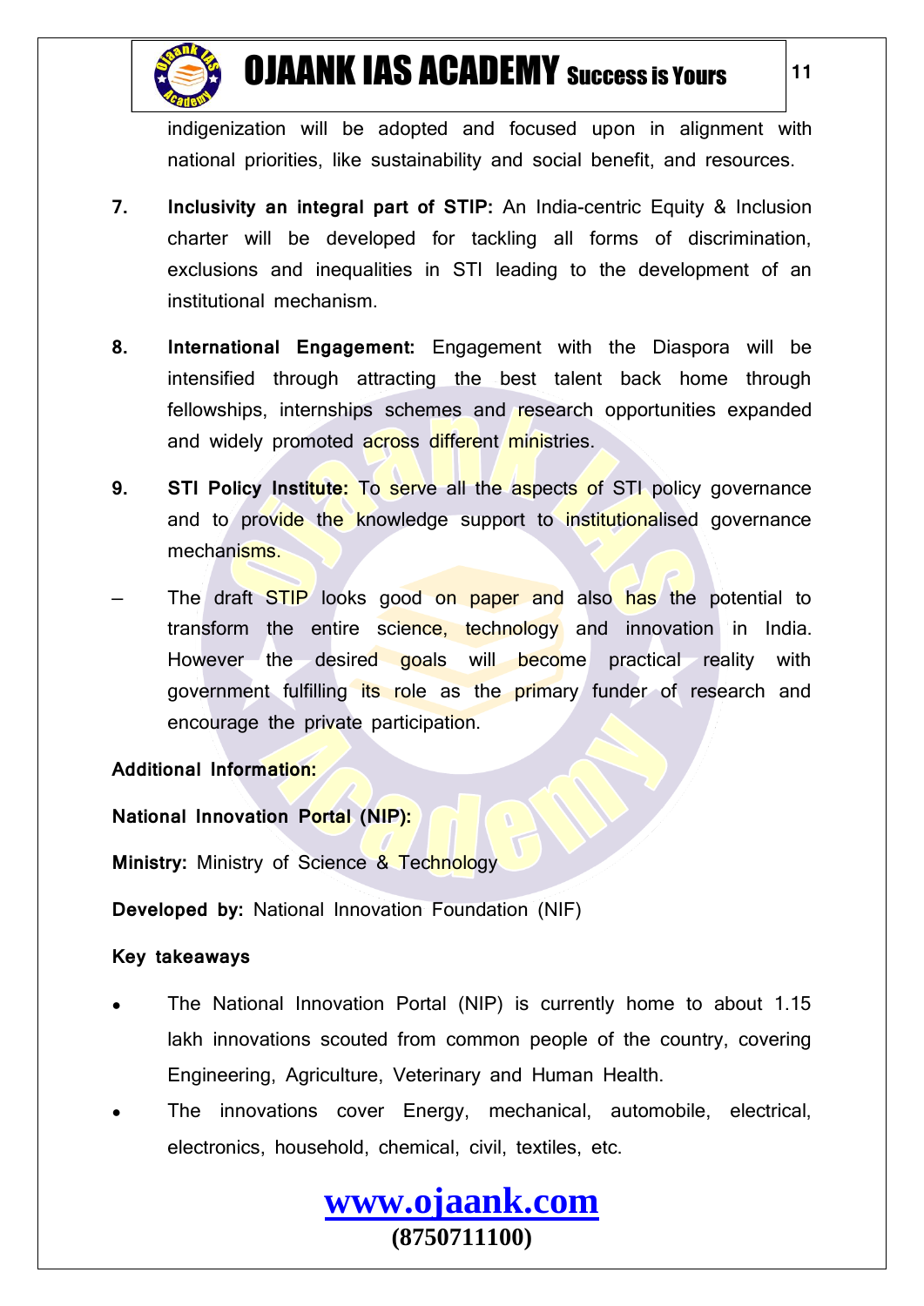indigenization will be adopted and focused upon in alignment with national priorities, like sustainability and social benefit, and resources.

7. **Inclusivity an integral part of STIP:** An India-centric Equity & Inclusion charter will be developed for tackling all forms of discrimination, exclusions and inequalities in STI leading to the development of an institutional mechanism.

8. **International Engagement:** Engagement with the Diaspora will be intensified through attracting the best talent back home through fellowships, internships schemes and research opportunities expanded and widely promoted across different ministries.

9. **STI Policy Institute:** To serve all the aspects of STI policy governance and to provide the knowledge support to institutionalised governance mechanisms.

– The draft STIP looks good on paper and also has the potential to transform the entire science, technology and innovation in India. However the desired goals will become practical reality with government fulfilling its role as the primary funder of research and encourage the private participation.

**Additional Information:**

**National Innovation Portal (NIP):**

**Ministry:** Ministry of Science & Technology

**Developed by:** National Innovation Foundation (NIF)

**Key takeaways**

- The National Innovation Portal (NIP) is currently home to about 1.15 lakh innovations scouted from common people of the country, covering Engineering, Agriculture, Veterinary and Human Health.
- The innovations cover Energy, mechanical, automobile, electrical, electronics, household, chemical, civil, textiles, etc.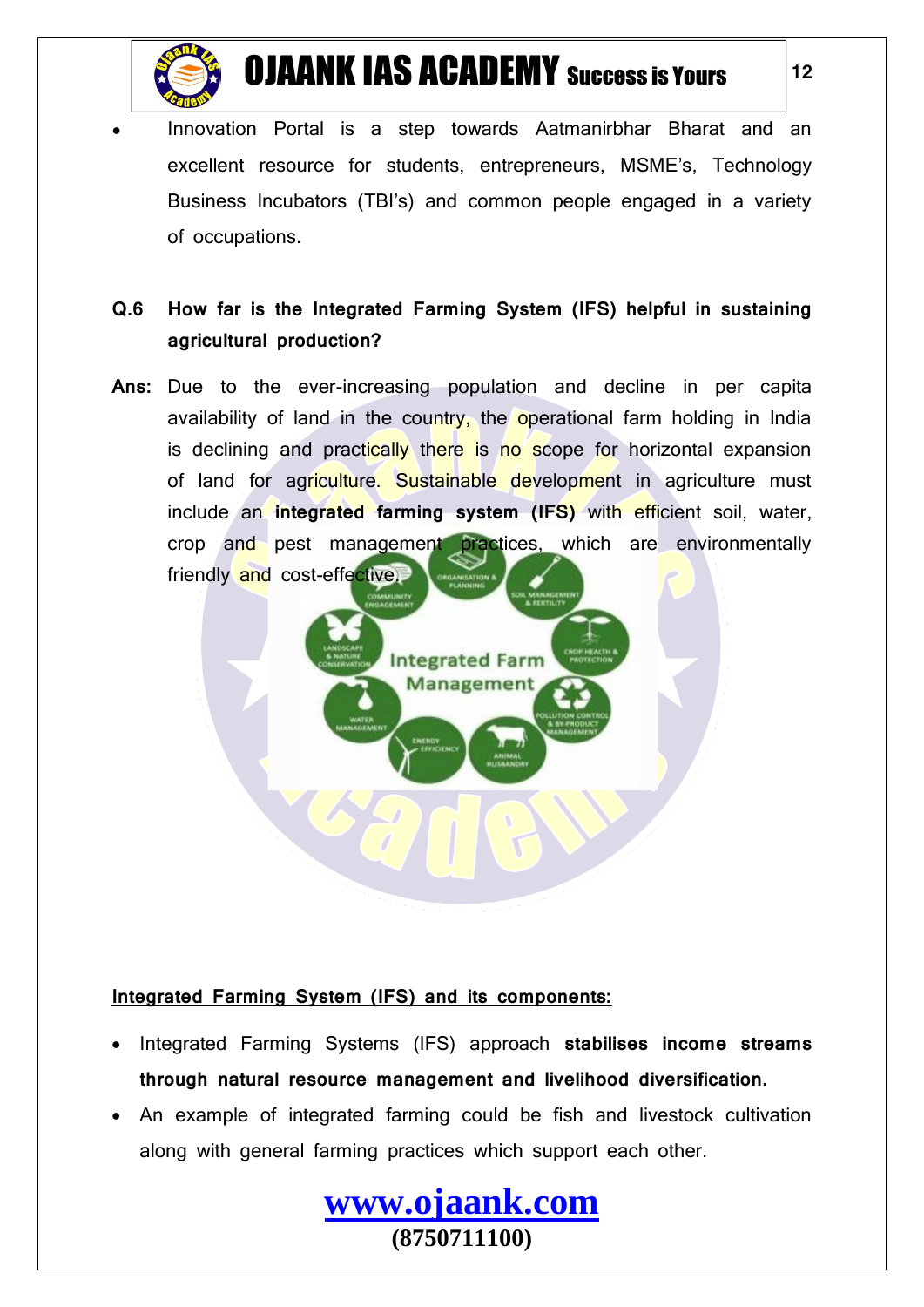- Innovation Portal is a step towards Aatmanirbhar Bharat and an excellent resource for students, entrepreneurs, MSME's, Technology Business Incubators (TBI's) and common people engaged in a variety of occupations.

**Q.6 How far is the Integrated Farming System (IFS) helpful in sustaining agricultural production?**

**Ans:** Due to the ever-increasing population and decline in per capita availability of land in the country, the operational farm holding in India is declining and practically there is no scope for horizontal expansion of land for agriculture. Sustainable development in agriculture must include an **integrated farming system (IFS)** with efficient soil, water, crop and pest management practices, which are environmentally friendly and cost-effective.

**Integrated Farming System (IFS) and its components:**

- Integrated Farming Systems (IFS) approach **stabilises income streams through natural resource management and livelihood diversification.**
- An example of integrated farming could be fish and livestock cultivation along with general farming practices which support each other.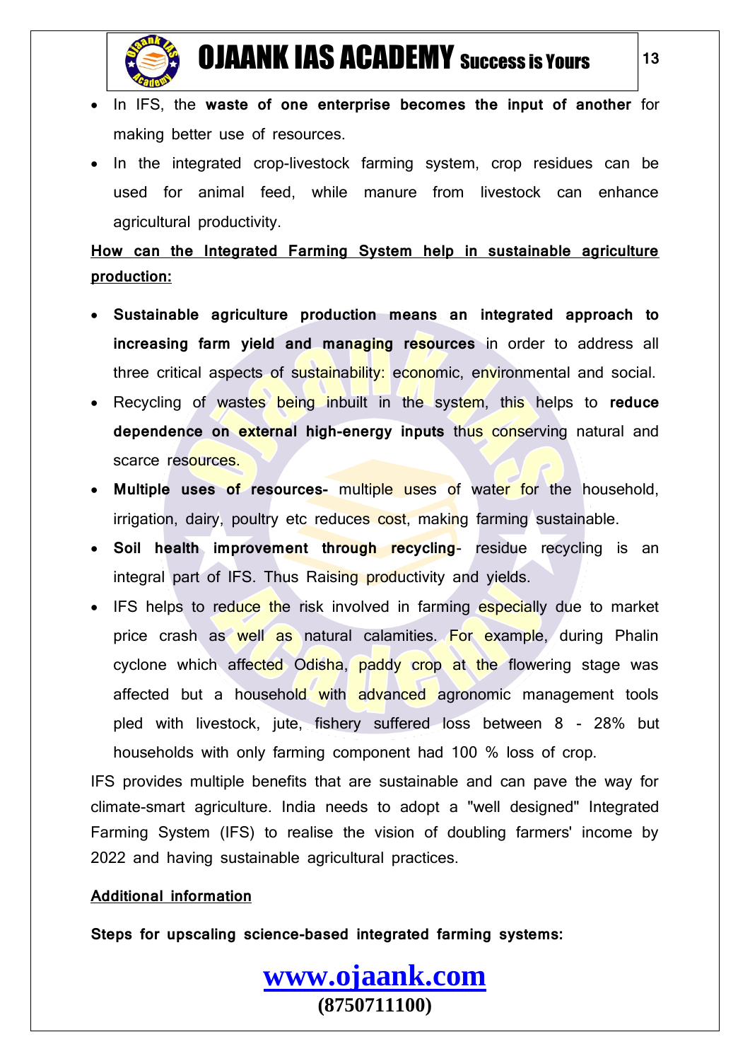- In IFS, the **waste of one enterprise becomes the input of another** for making better use of resources.
- In the integrated crop-livestock farming system, crop residues can be used for animal feed, while manure from livestock can enhance agricultural productivity.

**How can the Integrated Farming System help in sustainable agriculture production:**

- **Sustainable agriculture production means an integrated approach to increasing farm yield and managing resources** in order to address all three critical aspects of sustainability: economic, environmental and social.
- Recycling of wastes being inbuilt in the system, this helps to **reduce dependence on external high-energy inputs** thus conserving natural and scarce resources.
- **Multiple uses of resources-** multiple uses of water for the household, irrigation, dairy, poultry etc reduces cost, making farming sustainable.
- **Soil health improvement through recycling**- residue recycling is an integral part of IFS. Thus Raising productivity and yields.
- IFS helps to reduce the risk involved in farming especially due to market price crash as well as natural calamities. For example, during Phalin cyclone which affected Odisha, paddy crop at the flowering stage was affected but a household with advanced agronomic management tools pled with livestock, jute, fishery suffered loss between 8 - 28% but households with only farming component had 100 % loss of crop.

IFS provides multiple benefits that are sustainable and can pave the way for climate-smart agriculture. India needs to adopt a "well designed" Integrated Farming System (IFS) to realise the vision of doubling farmers' income by 2022 and having sustainable agricultural practices.

**Additional information**

**Steps for upscaling science-based integrated farming systems:**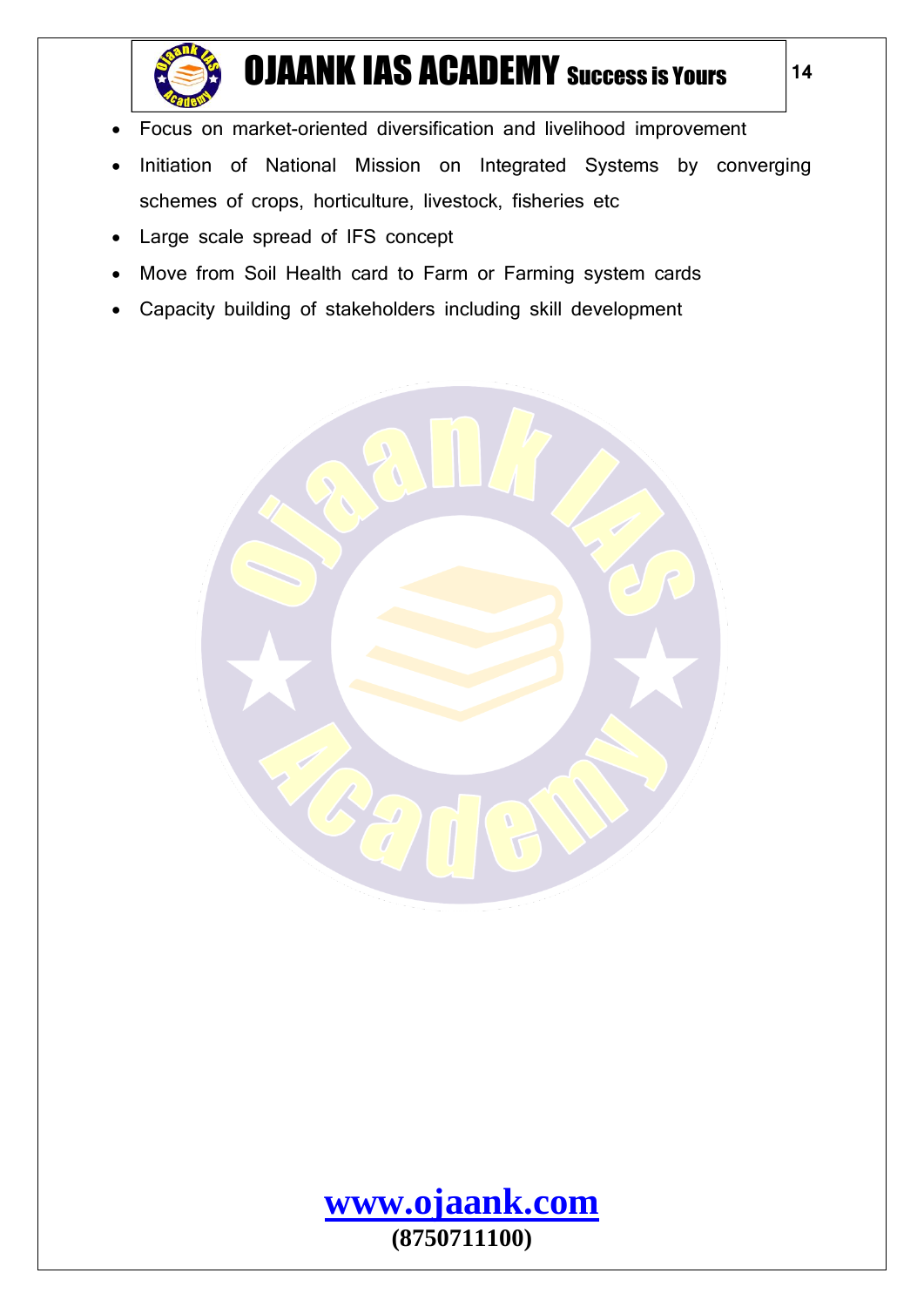- Focus on market-oriented diversification and livelihood improvement
- Initiation of National Mission on Integrated Systems by converging schemes of crops, horticulture, livestock, fisheries etc
- Large scale spread of IFS concept
- Move from Soil Health card to Farm or Farming system cards
- Capacity building of stakeholders including skill development